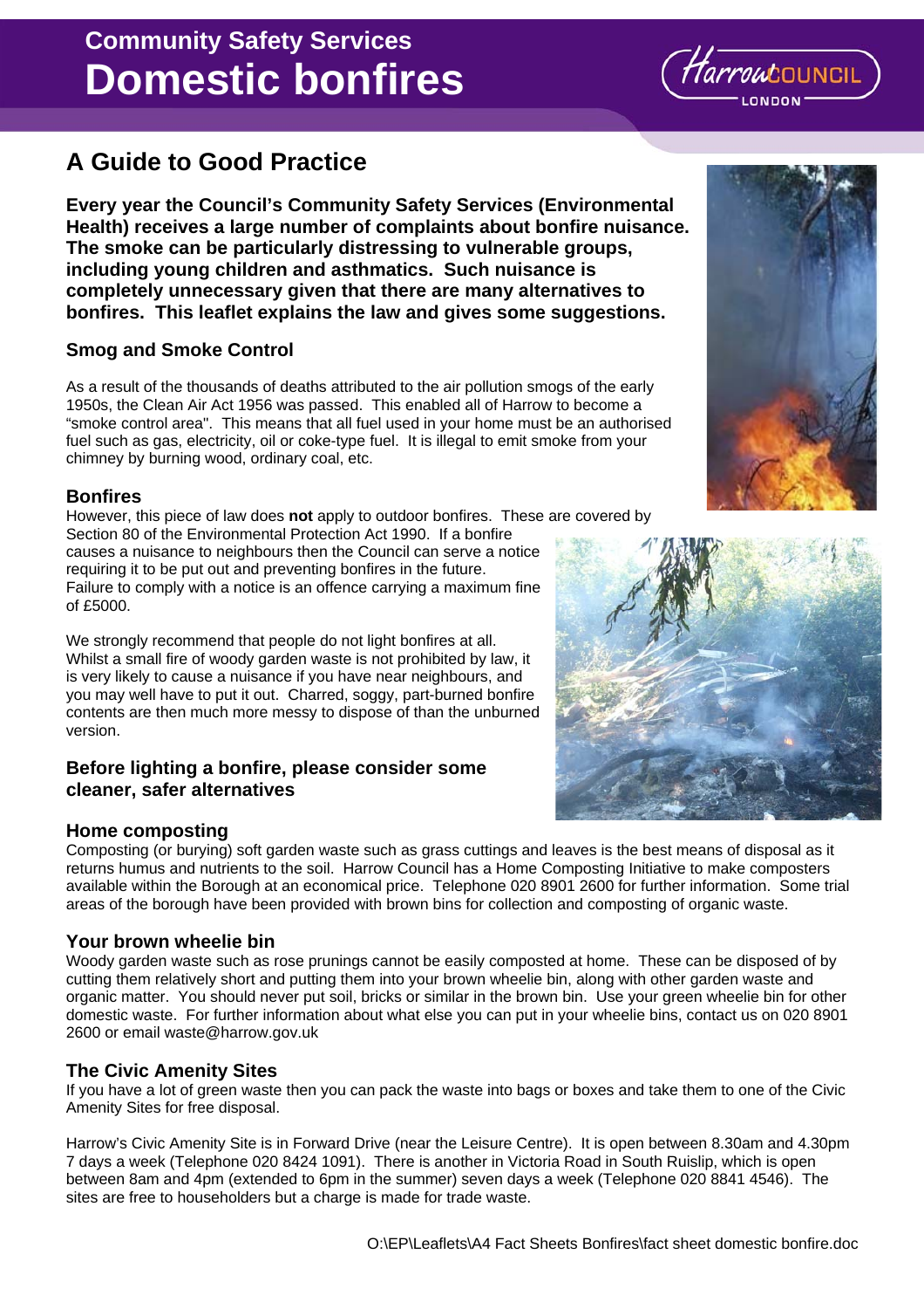# Community Safety Services
# Domestic bonfires

## A Guide to Good Practice

**Every year the Council's Community Safety Services (Environmental Health) receives a large number of complaints about bonfire nuisance. The smoke can be particularly distressing to vulnerable groups, including young children and asthmatics. Such nuisance is completely unnecessary given that there are many alternatives to bonfires. This leaflet explains the law and gives some suggestions.**

### Smog and Smoke Control

As a result of the thousands of deaths attributed to the air pollution smogs of the early 1950s, the Clean Air Act 1956 was passed. This enabled all of Harrow to become a "smoke control area". This means that all fuel used in your home must be an authorised fuel such as gas, electricity, oil or coke-type fuel. It is illegal to emit smoke from your chimney by burning wood, ordinary coal, etc.

### Bonfires

However, this piece of law does **not** apply to outdoor bonfires. These are covered by Section 80 of the Environmental Protection Act 1990. If a bonfire causes a nuisance to neighbours then the Council can serve a notice requiring it to be put out and preventing bonfires in the future. Failure to comply with a notice is an offence carrying a maximum fine of £5000.

We strongly recommend that people do not light bonfires at all. Whilst a small fire of woody garden waste is not prohibited by law, it is very likely to cause a nuisance if you have near neighbours, and you may well have to put it out. Charred, soggy, part-burned bonfire contents are then much more messy to dispose of than the unburned version.

### Before lighting a bonfire, please consider some cleaner, safer alternatives

### Home composting

Composting (or burying) soft garden waste such as grass cuttings and leaves is the best means of disposal as it returns humus and nutrients to the soil. Harrow Council has a Home Composting Initiative to make composters available within the Borough at an economical price. Telephone 020 8901 2600 for further information. Some trial areas of the borough have been provided with brown bins for collection and composting of organic waste.

### Your brown wheelie bin

Woody garden waste such as rose prunings cannot be easily composted at home. These can be disposed of by cutting them relatively short and putting them into your brown wheelie bin, along with other garden waste and organic matter. You should never put soil, bricks or similar in the brown bin. Use your green wheelie bin for other domestic waste. For further information about what else you can put in your wheelie bins, contact us on 020 8901 2600 or email waste@harrow.gov.uk

### The Civic Amenity Sites

If you have a lot of green waste then you can pack the waste into bags or boxes and take them to one of the Civic Amenity Sites for free disposal.

Harrow's Civic Amenity Site is in Forward Drive (near the Leisure Centre). It is open between 8.30am and 4.30pm 7 days a week (Telephone 020 8424 1091). There is another in Victoria Road in South Ruislip, which is open between 8am and 4pm (extended to 6pm in the summer) seven days a week (Telephone 020 8841 4546). The sites are free to householders but a charge is made for trade waste.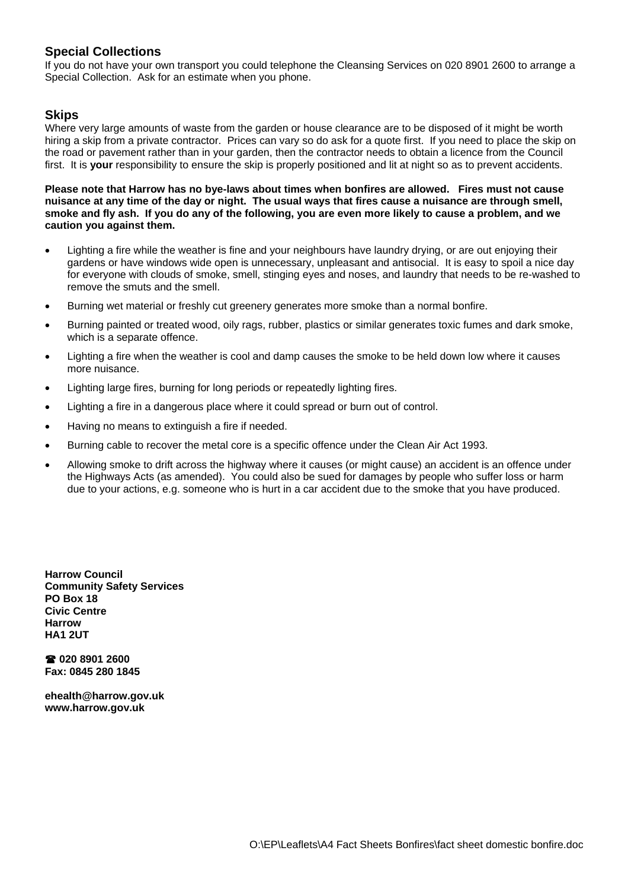## Special Collections

If you do not have your own transport you could telephone the Cleansing Services on 020 8901 2600 to arrange a Special Collection. Ask for an estimate when you phone.

## Skips

Where very large amounts of waste from the garden or house clearance are to be disposed of it might be worth hiring a skip from a private contractor. Prices can vary so do ask for a quote first. If you need to place the skip on the road or pavement rather than in your garden, then the contractor needs to obtain a licence from the Council first. It is **your** responsibility to ensure the skip is properly positioned and lit at night so as to prevent accidents.

**Please note that Harrow has no bye-laws about times when bonfires are allowed. Fires must not cause nuisance at any time of the day or night. The usual ways that fires cause a nuisance are through smell, smoke and fly ash. If you do any of the following, you are even more likely to cause a problem, and we caution you against them.**

- Lighting a fire while the weather is fine and your neighbours have laundry drying, or are out enjoying their gardens or have windows wide open is unnecessary, unpleasant and antisocial. It is easy to spoil a nice day for everyone with clouds of smoke, smell, stinging eyes and noses, and laundry that needs to be re-washed to remove the smuts and the smell.
- Burning wet material or freshly cut greenery generates more smoke than a normal bonfire.
- Burning painted or treated wood, oily rags, rubber, plastics or similar generates toxic fumes and dark smoke, which is a separate offence.
- Lighting a fire when the weather is cool and damp causes the smoke to be held down low where it causes more nuisance.
- Lighting large fires, burning for long periods or repeatedly lighting fires.
- Lighting a fire in a dangerous place where it could spread or burn out of control.
- Having no means to extinguish a fire if needed.
- Burning cable to recover the metal core is a specific offence under the Clean Air Act 1993.
- Allowing smoke to drift across the highway where it causes (or might cause) an accident is an offence under the Highways Acts (as amended). You could also be sued for damages by people who suffer loss or harm due to your actions, e.g. someone who is hurt in a car accident due to the smoke that you have produced.

**Harrow Council**
**Community Safety Services**
**PO Box 18**
**Civic Centre**
**Harrow**
**HA1 2UT**

**☎ 020 8901 2600**
**Fax: 0845 280 1845**

**ehealth@harrow.gov.uk**
**www.harrow.gov.uk**